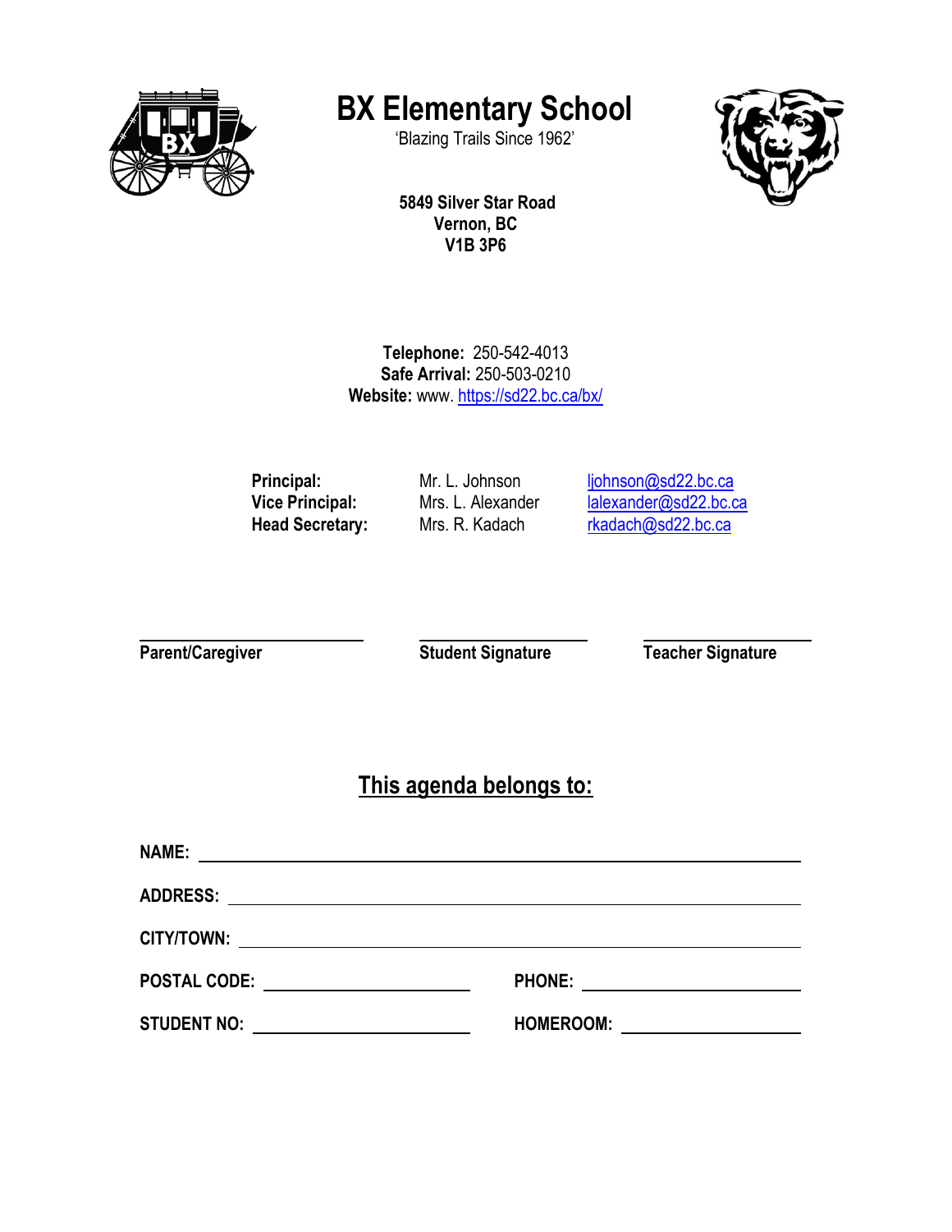# BX Elementary School

'Blazing Trails Since 1962'

**5849 Silver Star Road**
**Vernon, BC**
**V1B 3P6**

**Telephone:** 250-542-4013
**Safe Arrival:** 250-503-0210
**Website:** www. https://sd22.bc.ca/bx/

| | | |
|---|---|---|
| **Principal:** | Mr. L. Johnson | ljohnson@sd22.bc.ca |
| **Vice Principal:** | Mrs. L. Alexander | lalexander@sd22.bc.ca |
| **Head Secretary:** | Mrs. R. Kadach | rkadach@sd22.bc.ca |

______________________ ______________________ ______________________
**Parent/Caregiver** **Student Signature** **Teacher Signature**

## This agenda belongs to:

**NAME:** ____________________________________________

**ADDRESS:** ____________________________________________

**CITY/TOWN:** ____________________________________________

**POSTAL CODE:** ____________________ **PHONE:** ____________________

**STUDENT NO:** ____________________ **HOMEROOM:** ____________________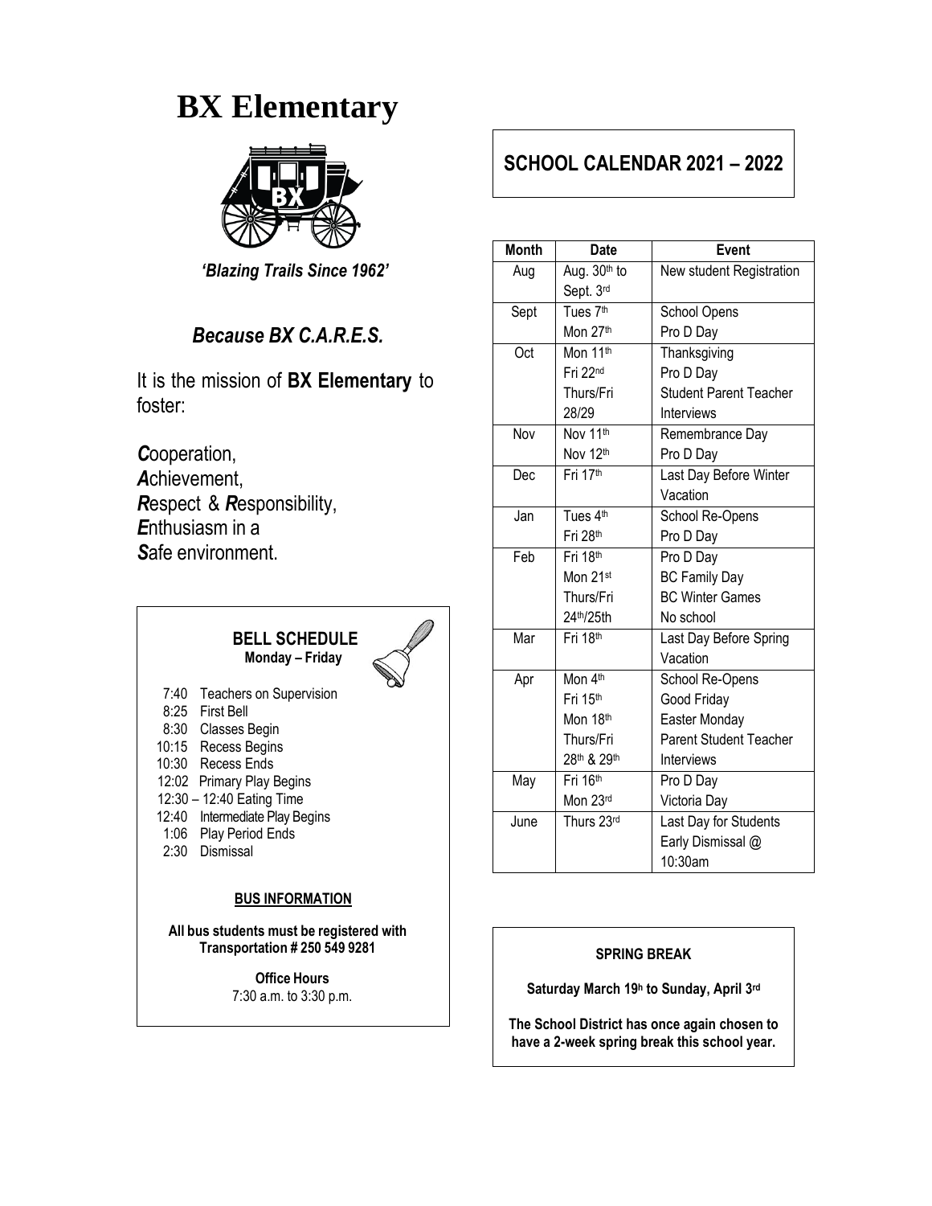# BX Elementary

*'Blazing Trails Since 1962'*

## *Because BX C.A.R.E.S.*

It is the mission of **BX Elementary** to foster:

***C***ooperation,
***A***chievement,
***R***espect & ***R***esponsibility,
***E***nthusiasm in a
***S***afe environment.

### BELL SCHEDULE
**Monday – Friday**

- 7:40 Teachers on Supervision
- 8:25 First Bell
- 8:30 Classes Begin
- 10:15 Recess Begins
- 10:30 Recess Ends
- 12:02 Primary Play Begins
- 12:30 – 12:40 Eating Time
- 12:40 Intermediate Play Begins
- 1:06 Play Period Ends
- 2:30 Dismissal

**BUS INFORMATION**

**All bus students must be registered with Transportation # 250 549 9281**

**Office Hours**
7:30 a.m. to 3:30 p.m.

## SCHOOL CALENDAR 2021 – 2022

| Month | Date | Event |
|---|---|---|
| Aug | Aug. 30th to Sept. 3rd | New student Registration |
| Sept | Tues 7th | School Opens |
| | Mon 27th | Pro D Day |
| Oct | Mon 11th | Thanksgiving |
| | Fri 22nd | Pro D Day |
| | Thurs/Fri 28/29 | Student Parent Teacher Interviews |
| Nov | Nov 11th | Remembrance Day |
| | Nov 12th | Pro D Day |
| Dec | Fri 17th | Last Day Before Winter Vacation |
| Jan | Tues 4th | School Re-Opens |
| | Fri 28th | Pro D Day |
| Feb | Fri 18th | Pro D Day |
| | Mon 21st | BC Family Day |
| | Thurs/Fri 24th/25th | BC Winter Games No school |
| Mar | Fri 18th | Last Day Before Spring Vacation |
| Apr | Mon 4th | School Re-Opens |
| | Fri 15th | Good Friday |
| | Mon 18th | Easter Monday |
| | Thurs/Fri 28th & 29th | Parent Student Teacher Interviews |
| May | Fri 16th | Pro D Day |
| | Mon 23rd | Victoria Day |
| June | Thurs 23rd | Last Day for Students Early Dismissal @ 10:30am |

**SPRING BREAK**

**Saturday March 19h to Sunday, April 3rd**

**The School District has once again chosen to have a 2-week spring break this school year.**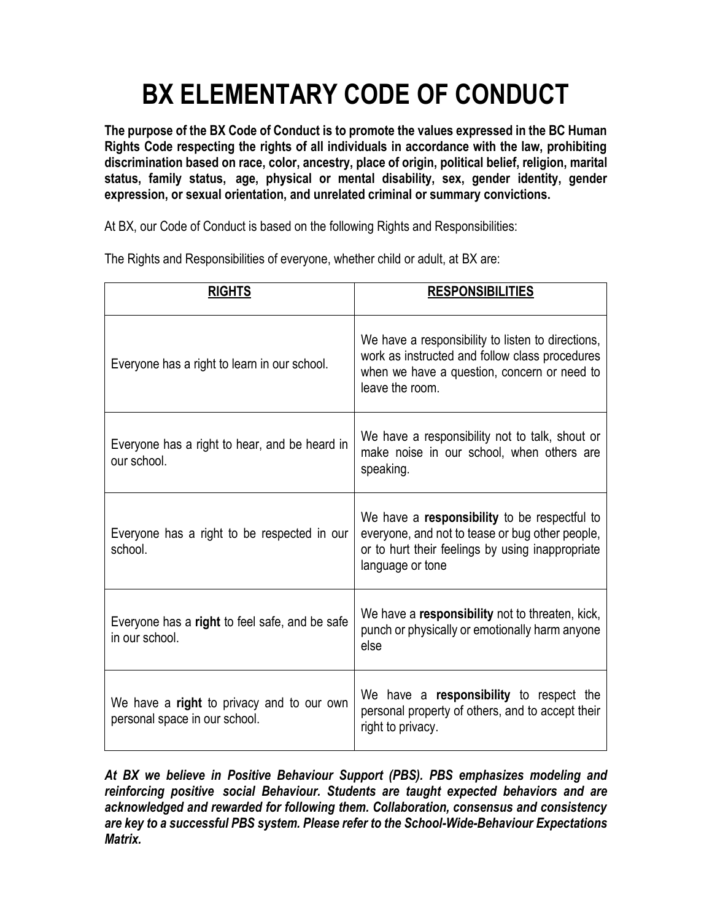# BX ELEMENTARY CODE OF CONDUCT

**The purpose of the BX Code of Conduct is to promote the values expressed in the BC Human Rights Code respecting the rights of all individuals in accordance with the law, prohibiting discrimination based on race, color, ancestry, place of origin, political belief, religion, marital status, family status, age, physical or mental disability, sex, gender identity, gender expression, or sexual orientation, and unrelated criminal or summary convictions.**

At BX, our Code of Conduct is based on the following Rights and Responsibilities:

The Rights and Responsibilities of everyone, whether child or adult, at BX are:

| **RIGHTS** | **RESPONSIBILITIES** |
|---|---|
| Everyone has a right to learn in our school. | We have a responsibility to listen to directions, work as instructed and follow class procedures when we have a question, concern or need to leave the room. |
| Everyone has a right to hear, and be heard in our school. | We have a responsibility not to talk, shout or make noise in our school, when others are speaking. |
| Everyone has a right to be respected in our school. | We have a **responsibility** to be respectful to everyone, and not to tease or bug other people, or to hurt their feelings by using inappropriate language or tone |
| Everyone has a **right** to feel safe, and be safe in our school. | We have a **responsibility** not to threaten, kick, punch or physically or emotionally harm anyone else |
| We have a **right** to privacy and to our own personal space in our school. | We have a **responsibility** to respect the personal property of others, and to accept their right to privacy. |

***At BX we believe in Positive Behaviour Support (PBS). PBS emphasizes modeling and reinforcing positive social Behaviour. Students are taught expected behaviors and are acknowledged and rewarded for following them. Collaboration, consensus and consistency are key to a successful PBS system. Please refer to the School-Wide-Behaviour Expectations Matrix.***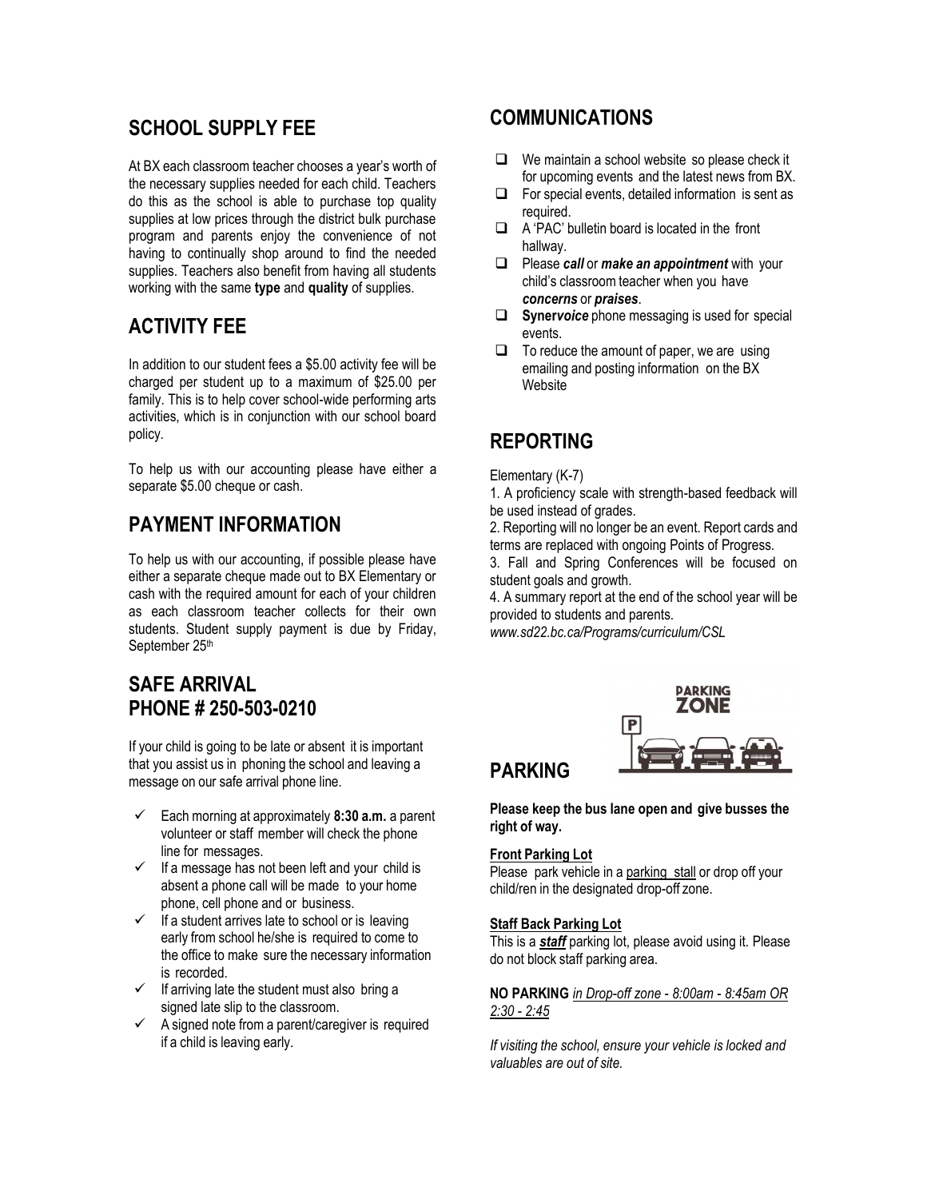## SCHOOL SUPPLY FEE

At BX each classroom teacher chooses a year's worth of the necessary supplies needed for each child. Teachers do this as the school is able to purchase top quality supplies at low prices through the district bulk purchase program and parents enjoy the convenience of not having to continually shop around to find the needed supplies. Teachers also benefit from having all students working with the same **type** and **quality** of supplies.

## ACTIVITY FEE

In addition to our student fees a $5.00 activity fee will be charged per student up to a maximum of $25.00 per family. This is to help cover school-wide performing arts activities, which is in conjunction with our school board policy.

To help us with our accounting please have either a separate $5.00 cheque or cash.

## PAYMENT INFORMATION

To help us with our accounting, if possible please have either a separate cheque made out to BX Elementary or cash with the required amount for each of your children as each classroom teacher collects for their own students. Student supply payment is due by Friday, September 25th

## SAFE ARRIVAL
## PHONE # 250-503-0210

If your child is going to be late or absent it is important that you assist us in phoning the school and leaving a message on our safe arrival phone line.

- ✓ Each morning at approximately **8:30 a.m.** a parent volunteer or staff member will check the phone line for messages.
- ✓ If a message has not been left and your child is absent a phone call will be made to your home phone, cell phone and or business.
- ✓ If a student arrives late to school or is leaving early from school he/she is required to come to the office to make sure the necessary information is recorded.
- ✓ If arriving late the student must also bring a signed late slip to the classroom.
- ✓ A signed note from a parent/caregiver is required if a child is leaving early.

## COMMUNICATIONS

- ☐ We maintain a school website so please check it for upcoming events and the latest news from BX.
- ☐ For special events, detailed information is sent as required.
- ☐ A 'PAC' bulletin board is located in the front hallway.
- ☐ Please ***call*** or ***make an appointment*** with your child's classroom teacher when you have ***concerns*** or ***praises***.
- ☐ **Syner*voice*** phone messaging is used for special events.
- ☐ To reduce the amount of paper, we are using emailing and posting information on the BX Website

## REPORTING

Elementary (K-7)

1. A proficiency scale with strength-based feedback will be used instead of grades.
2. Reporting will no longer be an event. Report cards and terms are replaced with ongoing Points of Progress.
3. Fall and Spring Conferences will be focused on student goals and growth.
4. A summary report at the end of the school year will be provided to students and parents.

*www.sd22.bc.ca/Programs/curriculum/CSL*

## PARKING

**Please keep the bus lane open and give busses the right of way.**

**Front Parking Lot**
Please park vehicle in a parking stall or drop off your child/ren in the designated drop-off zone.

**Staff Back Parking Lot**
This is a ***staff*** parking lot, please avoid using it. Please do not block staff parking area.

**NO PARKING** *in Drop-off zone - 8:00am - 8:45am OR 2:30 - 2:45*

*If visiting the school, ensure your vehicle is locked and valuables are out of site.*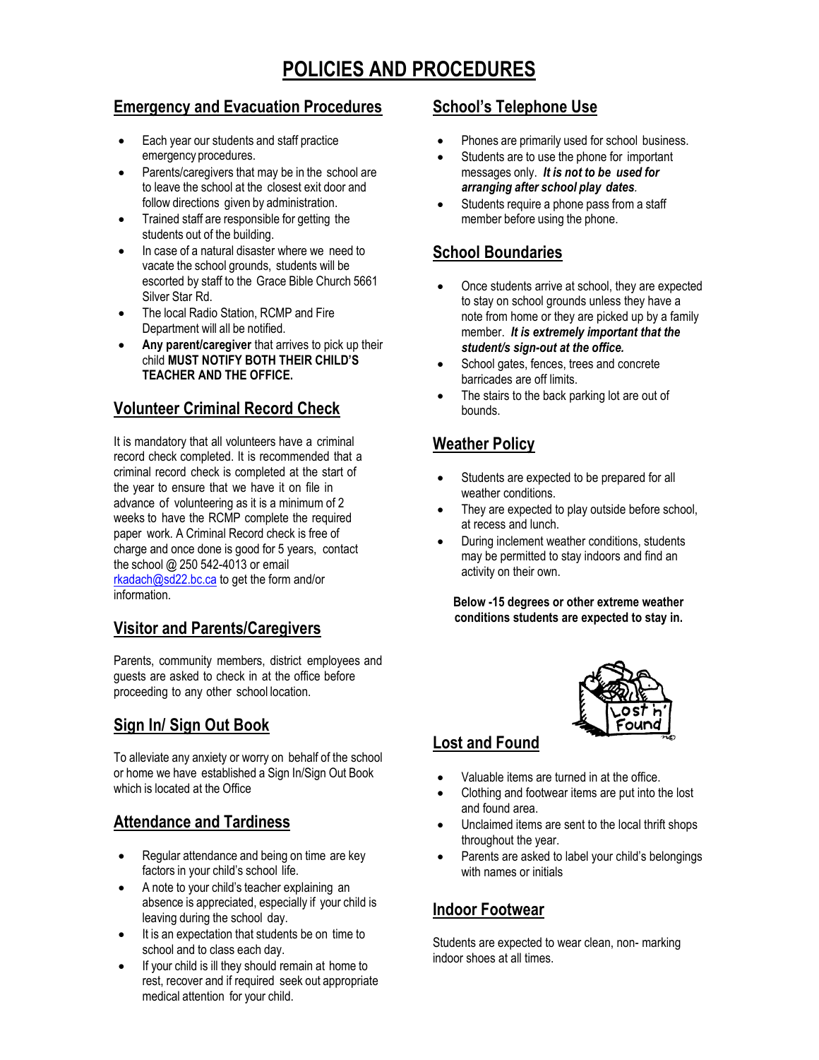# POLICIES AND PROCEDURES

## Emergency and Evacuation Procedures

- Each year our students and staff practice emergency procedures.
- Parents/caregivers that may be in the school are to leave the school at the closest exit door and follow directions given by administration.
- Trained staff are responsible for getting the students out of the building.
- In case of a natural disaster where we need to vacate the school grounds, students will be escorted by staff to the Grace Bible Church 5661 Silver Star Rd.
- The local Radio Station, RCMP and Fire Department will all be notified.
- **Any parent/caregiver** that arrives to pick up their child **MUST NOTIFY BOTH THEIR CHILD'S TEACHER AND THE OFFICE.**

## Volunteer Criminal Record Check

It is mandatory that all volunteers have a criminal record check completed. It is recommended that a criminal record check is completed at the start of the year to ensure that we have it on file in advance of volunteering as it is a minimum of 2 weeks to have the RCMP complete the required paper work. A Criminal Record check is free of charge and once done is good for 5 years, contact the school @ 250 542-4013 or email rkadach@sd22.bc.ca to get the form and/or information.

## Visitor and Parents/Caregivers

Parents, community members, district employees and guests are asked to check in at the office before proceeding to any other school location.

## Sign In/ Sign Out Book

To alleviate any anxiety or worry on behalf of the school or home we have established a Sign In/Sign Out Book which is located at the Office

## Attendance and Tardiness

- Regular attendance and being on time are key factors in your child's school life.
- A note to your child's teacher explaining an absence is appreciated, especially if your child is leaving during the school day.
- It is an expectation that students be on time to school and to class each day.
- If your child is ill they should remain at home to rest, recover and if required seek out appropriate medical attention for your child.

## School's Telephone Use

- Phones are primarily used for school business.
- Students are to use the phone for important messages only. ***It is not to be used for arranging after school play dates***.
- Students require a phone pass from a staff member before using the phone.

## School Boundaries

- Once students arrive at school, they are expected to stay on school grounds unless they have a note from home or they are picked up by a family member. ***It is extremely important that the student/s sign-out at the office.***
- School gates, fences, trees and concrete barricades are off limits.
- The stairs to the back parking lot are out of bounds.

## Weather Policy

- Students are expected to be prepared for all weather conditions.
- They are expected to play outside before school, at recess and lunch.
- During inclement weather conditions, students may be permitted to stay indoors and find an activity on their own.

**Below -15 degrees or other extreme weather conditions students are expected to stay in.**

## Lost and Found

- Valuable items are turned in at the office.
- Clothing and footwear items are put into the lost and found area.
- Unclaimed items are sent to the local thrift shops throughout the year.
- Parents are asked to label your child's belongings with names or initials

## Indoor Footwear

Students are expected to wear clean, non- marking indoor shoes at all times.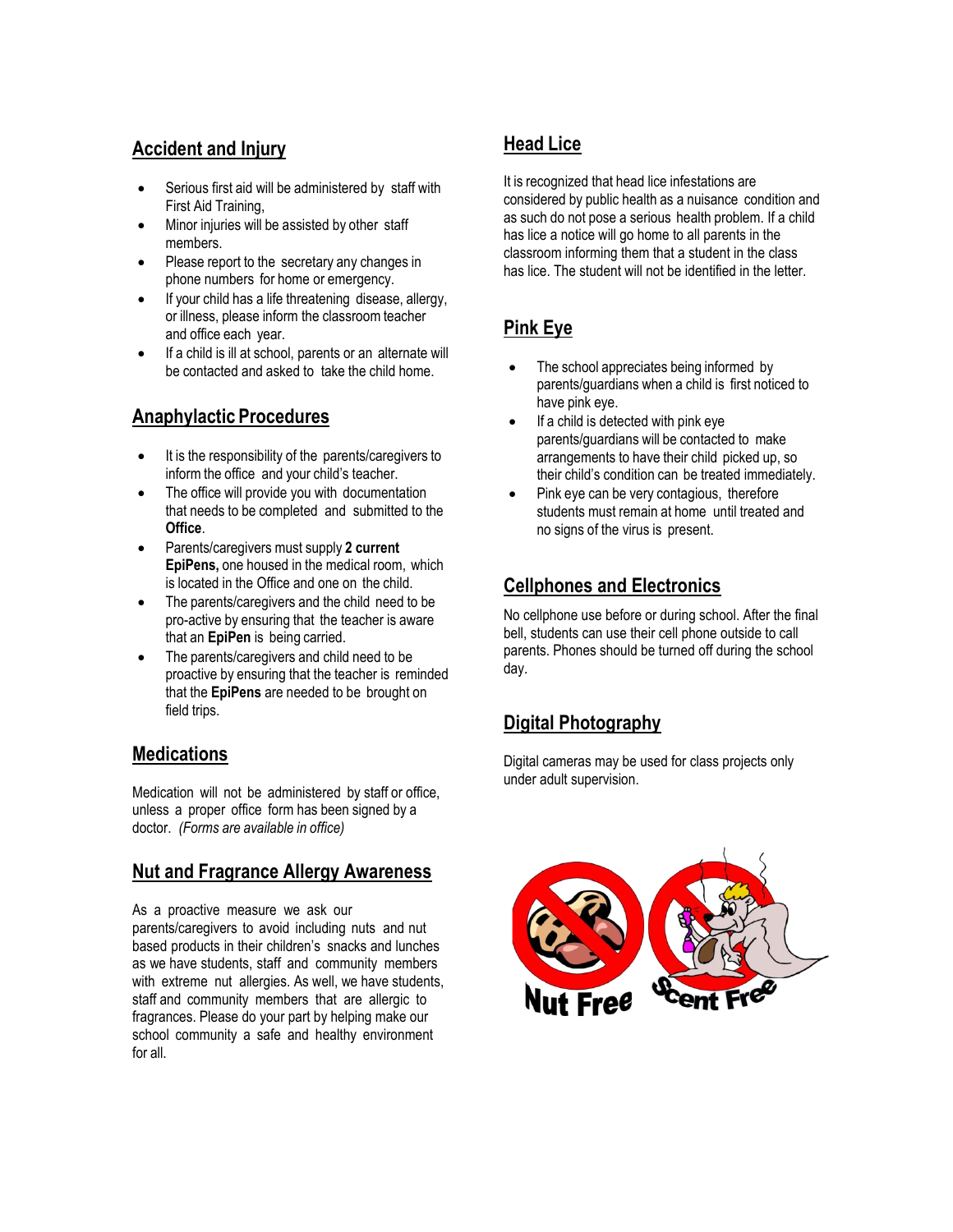## Accident and Injury

- Serious first aid will be administered by staff with First Aid Training,
- Minor injuries will be assisted by other staff members.
- Please report to the secretary any changes in phone numbers for home or emergency.
- If your child has a life threatening disease, allergy, or illness, please inform the classroom teacher and office each year.
- If a child is ill at school, parents or an alternate will be contacted and asked to take the child home.

## Anaphylactic Procedures

- It is the responsibility of the parents/caregivers to inform the office and your child's teacher.
- The office will provide you with documentation that needs to be completed and submitted to the **Office**.
- Parents/caregivers must supply **2 current EpiPens,** one housed in the medical room, which is located in the Office and one on the child.
- The parents/caregivers and the child need to be pro-active by ensuring that the teacher is aware that an **EpiPen** is being carried.
- The parents/caregivers and child need to be proactive by ensuring that the teacher is reminded that the **EpiPens** are needed to be brought on field trips.

## Medications

Medication will not be administered by staff or office, unless a proper office form has been signed by a doctor. *(Forms are available in office)*

## Nut and Fragrance Allergy Awareness

As a proactive measure we ask our parents/caregivers to avoid including nuts and nut based products in their children's snacks and lunches as we have students, staff and community members with extreme nut allergies. As well, we have students, staff and community members that are allergic to fragrances. Please do your part by helping make our school community a safe and healthy environment for all.

## Head Lice

It is recognized that head lice infestations are considered by public health as a nuisance condition and as such do not pose a serious health problem. If a child has lice a notice will go home to all parents in the classroom informing them that a student in the class has lice. The student will not be identified in the letter.

## Pink Eye

- The school appreciates being informed by parents/guardians when a child is first noticed to have pink eye.
- If a child is detected with pink eye parents/guardians will be contacted to make arrangements to have their child picked up, so their child's condition can be treated immediately.
- Pink eye can be very contagious, therefore students must remain at home until treated and no signs of the virus is present.

## Cellphones and Electronics

No cellphone use before or during school. After the final bell, students can use their cell phone outside to call parents. Phones should be turned off during the school day.

## Digital Photography

Digital cameras may be used for class projects only under adult supervision.

Nut Free Scent Free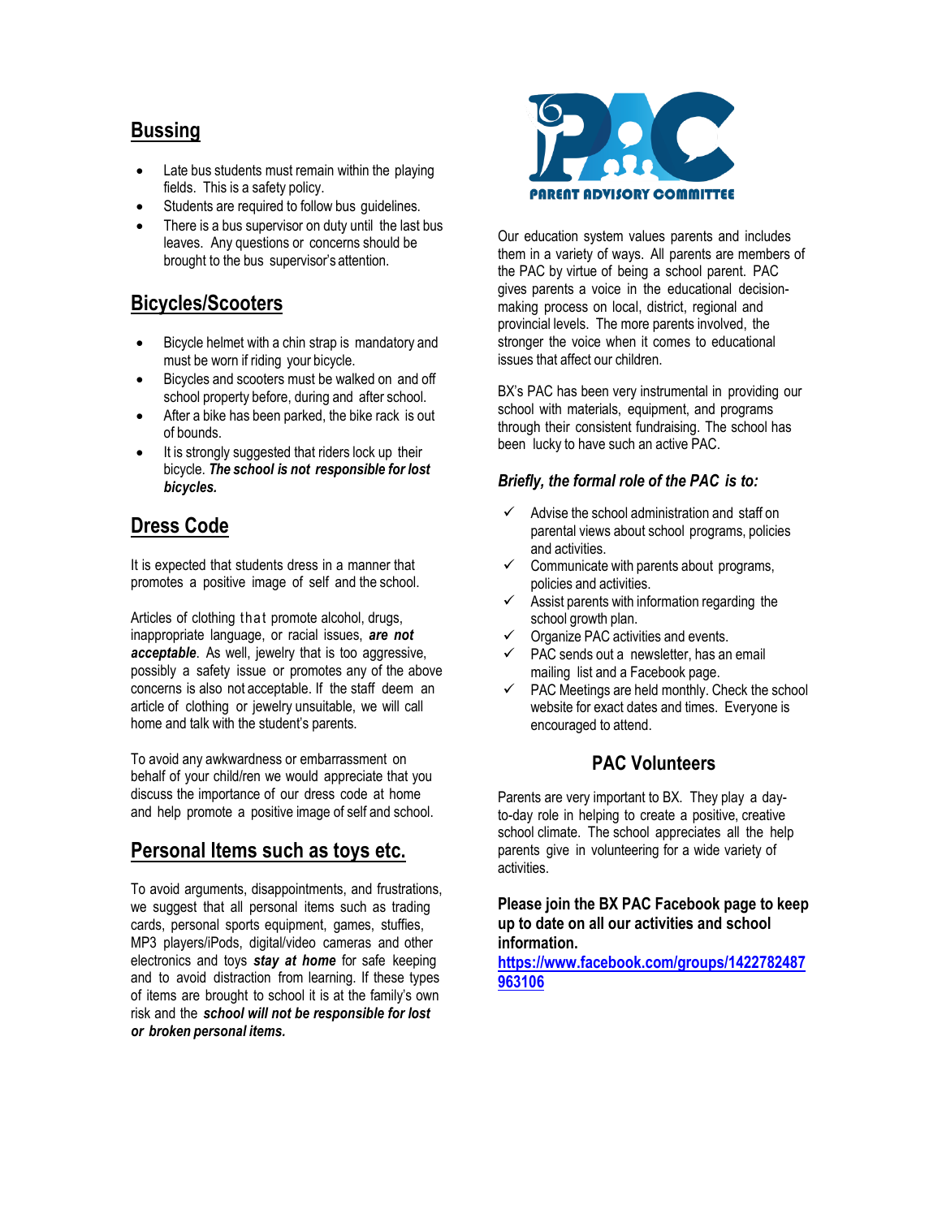## Bussing

- Late bus students must remain within the playing fields. This is a safety policy.
- Students are required to follow bus guidelines.
- There is a bus supervisor on duty until the last bus leaves. Any questions or concerns should be brought to the bus supervisor's attention.

## Bicycles/Scooters

- Bicycle helmet with a chin strap is mandatory and must be worn if riding your bicycle.
- Bicycles and scooters must be walked on and off school property before, during and after school.
- After a bike has been parked, the bike rack is out of bounds.
- It is strongly suggested that riders lock up their bicycle. ***The school is not responsible for lost bicycles.***

## Dress Code

It is expected that students dress in a manner that promotes a positive image of self and the school.

Articles of clothing that promote alcohol, drugs, inappropriate language, or racial issues, ***are not acceptable***. As well, jewelry that is too aggressive, possibly a safety issue or promotes any of the above concerns is also not acceptable. If the staff deem an article of clothing or jewelry unsuitable, we will call home and talk with the student's parents.

To avoid any awkwardness or embarrassment on behalf of your child/ren we would appreciate that you discuss the importance of our dress code at home and help promote a positive image of self and school.

## Personal Items such as toys etc.

To avoid arguments, disappointments, and frustrations, we suggest that all personal items such as trading cards, personal sports equipment, games, stuffies, MP3 players/iPods, digital/video cameras and other electronics and toys ***stay at home*** for safe keeping and to avoid distraction from learning. If these types of items are brought to school it is at the family's own risk and the ***school will not be responsible for lost or broken personal items.***

**PARENT ADVISORY COMMITTEE**

Our education system values parents and includes them in a variety of ways. All parents are members of the PAC by virtue of being a school parent. PAC gives parents a voice in the educational decision-making process on local, district, regional and provincial levels. The more parents involved, the stronger the voice when it comes to educational issues that affect our children.

BX's PAC has been very instrumental in providing our school with materials, equipment, and programs through their consistent fundraising. The school has been lucky to have such an active PAC.

### *Briefly, the formal role of the PAC is to:*

- ✓ Advise the school administration and staff on parental views about school programs, policies and activities.
- ✓ Communicate with parents about programs, policies and activities.
- ✓ Assist parents with information regarding the school growth plan.
- ✓ Organize PAC activities and events.
- ✓ PAC sends out a newsletter, has an email mailing list and a Facebook page.
- ✓ PAC Meetings are held monthly. Check the school website for exact dates and times. Everyone is encouraged to attend.

## PAC Volunteers

Parents are very important to BX. They play a day-to-day role in helping to create a positive, creative school climate. The school appreciates all the help parents give in volunteering for a wide variety of activities.

**Please join the BX PAC Facebook page to keep up to date on all our activities and school information.**

**https://www.facebook.com/groups/1422782487963106**